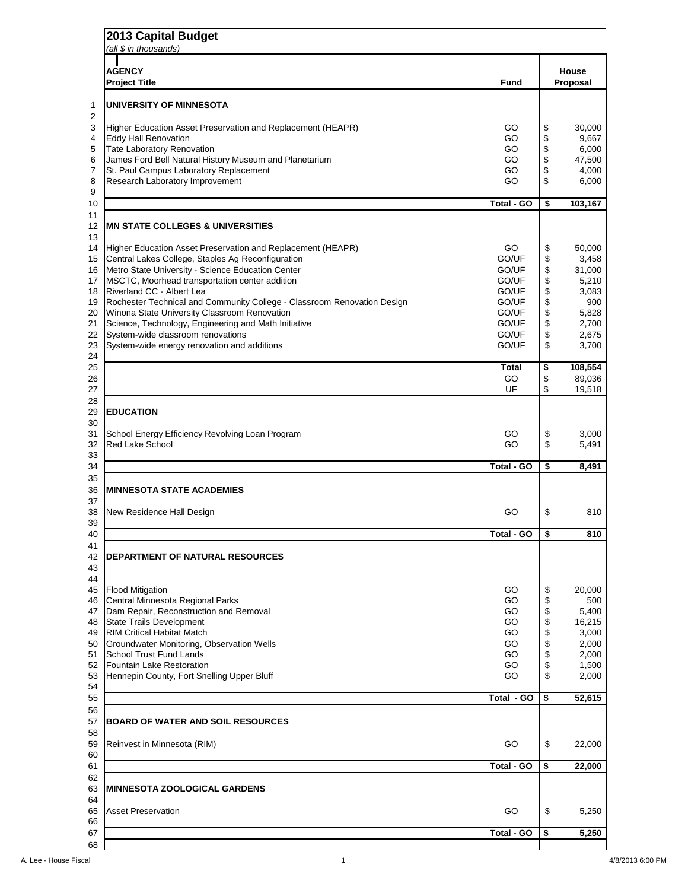# 2013 Capital Budget

*(all $ in thousands)*

| | AGENCY<br>Project Title | Fund | House Proposal |
|---|---|---|---|
| 1 | **UNIVERSITY OF MINNESOTA** | | |
| 2 | | | |
| 3 | Higher Education Asset Preservation and Replacement (HEAPR) | GO | $ 30,000 |
| 4 | Eddy Hall Renovation | GO | $ 9,667 |
| 5 | Tate Laboratory Renovation | GO | $ 6,000 |
| 6 | James Ford Bell Natural History Museum and Planetarium | GO | $ 47,500 |
| 7 | St. Paul Campus Laboratory Replacement | GO | $ 4,000 |
| 8 | Research Laboratory Improvement | GO | $ 6,000 |
| 9 | | | |
| 10 | | **Total - GO** | **$ 103,167** |
| 11 | | | |
| 12 | **MN STATE COLLEGES & UNIVERSITIES** | | |
| 13 | | | |
| 14 | Higher Education Asset Preservation and Replacement (HEAPR) | GO | $ 50,000 |
| 15 | Central Lakes College, Staples Ag Reconfiguration | GO/UF | $ 3,458 |
| 16 | Metro State University - Science Education Center | GO/UF | $ 31,000 |
| 17 | MSCTC, Moorhead transportation center addition | GO/UF | $ 5,210 |
| 18 | Riverland CC - Albert Lea | GO/UF | $ 3,083 |
| 19 | Rochester Technical and Community College - Classroom Renovation Design | GO/UF | $ 900 |
| 20 | Winona State University Classroom Renovation | GO/UF | $ 5,828 |
| 21 | Science, Technology, Engineering and Math Initiative | GO/UF | $ 2,700 |
| 22 | System-wide classroom renovations | GO/UF | $ 2,675 |
| 23 | System-wide energy renovation and additions | GO/UF | $ 3,700 |
| 24 | | | |
| 25 | | **Total** | **$ 108,554** |
| 26 | | GO | $ 89,036 |
| 27 | | UF | $ 19,518 |
| 28 | | | |
| 29 | **EDUCATION** | | |
| 30 | | | |
| 31 | School Energy Efficiency Revolving Loan Program | GO | $ 3,000 |
| 32 | Red Lake School | GO | $ 5,491 |
| 33 | | | |
| 34 | | **Total - GO** | **$ 8,491** |
| 35 | | | |
| 36 | **MINNESOTA STATE ACADEMIES** | | |
| 37 | | | |
| 38 | New Residence Hall Design | GO | $ 810 |
| 39 | | | |
| 40 | | **Total - GO** | **$ 810** |
| 41 | | | |
| 42 | **DEPARTMENT OF NATURAL RESOURCES** | | |
| 43 | | | |
| 44 | | | |
| 45 | Flood Mitigation | GO | $ 20,000 |
| 46 | Central Minnesota Regional Parks | GO | $ 500 |
| 47 | Dam Repair, Reconstruction and Removal | GO | $ 5,400 |
| 48 | State Trails Development | GO | $ 16,215 |
| 49 | RIM Critical Habitat Match | GO | $ 3,000 |
| 50 | Groundwater Monitoring, Observation Wells | GO | $ 2,000 |
| 51 | School Trust Fund Lands | GO | $ 2,000 |
| 52 | Fountain Lake Restoration | GO | $ 1,500 |
| 53 | Hennepin County, Fort Snelling Upper Bluff | GO | $ 2,000 |
| 54 | | | |
| 55 | | **Total - GO** | **$ 52,615** |
| 56 | | | |
| 57 | **BOARD OF WATER AND SOIL RESOURCES** | | |
| 58 | | | |
| 59 | Reinvest in Minnesota (RIM) | GO | $ 22,000 |
| 60 | | | |
| 61 | | **Total - GO** | **$ 22,000** |
| 62 | | | |
| 63 | **MINNESOTA ZOOLOGICAL GARDENS** | | |
| 64 | | | |
| 65 | Asset Preservation | GO | $ 5,250 |
| 66 | | | |
| 67 | | **Total - GO** | **$ 5,250** |
| 68 | | | |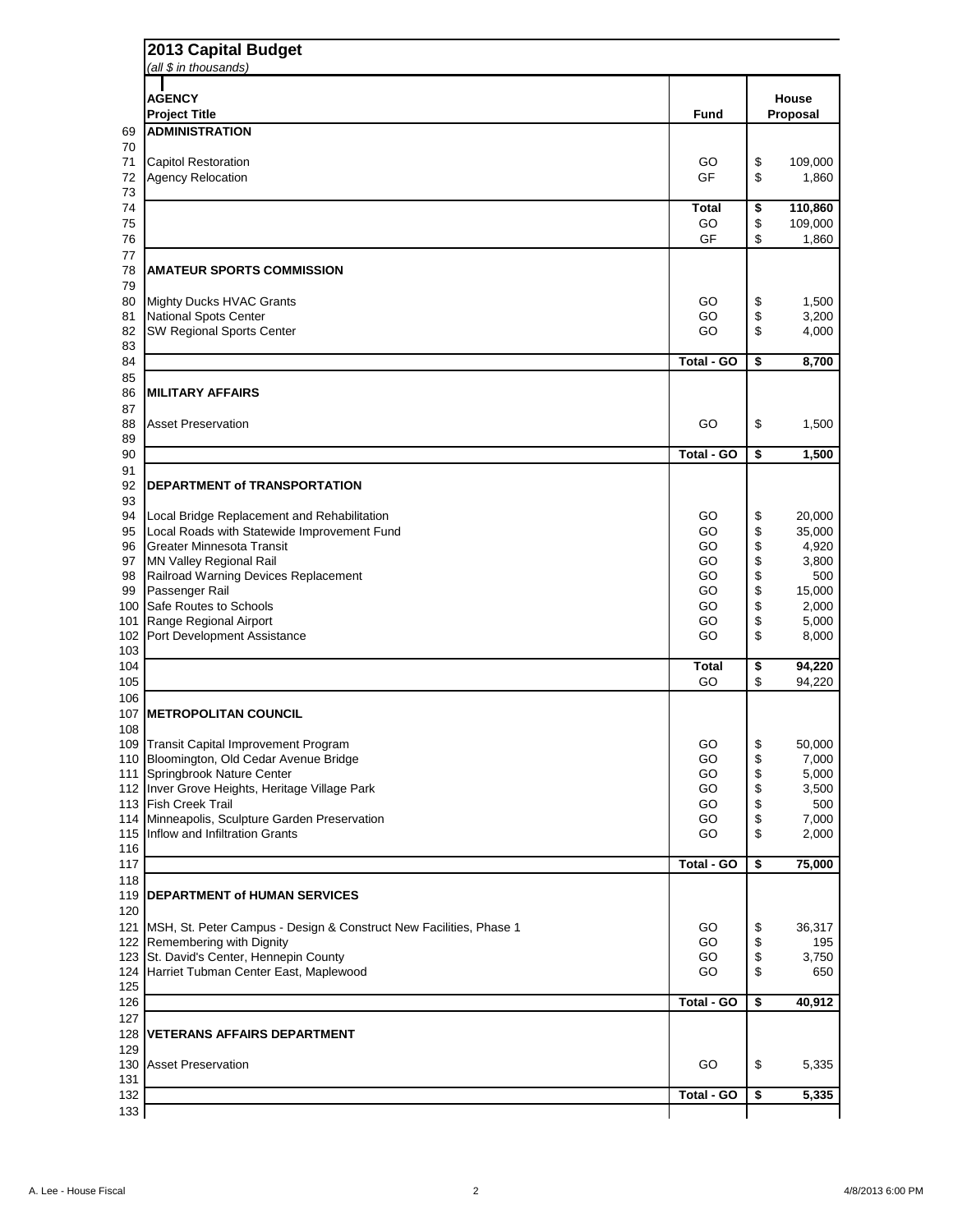## 2013 Capital Budget

*(all $ in thousands)*

| | AGENCY<br>Project Title | Fund | House Proposal |
|---|---|---|---|
| 69 | **ADMINISTRATION** | | |
| 70 | | | |
| 71 | Capitol Restoration | GO | $ 109,000 |
| 72 | Agency Relocation | GF | $ 1,860 |
| 73 | | | |
| 74 | | **Total** | **$ 110,860** |
| 75 | | GO | $ 109,000 |
| 76 | | GF | $ 1,860 |
| 77 | | | |
| 78 | **AMATEUR SPORTS COMMISSION** | | |
| 79 | | | |
| 80 | Mighty Ducks HVAC Grants | GO | $ 1,500 |
| 81 | National Spots Center | GO | $ 3,200 |
| 82 | SW Regional Sports Center | GO | $ 4,000 |
| 83 | | | |
| 84 | | **Total - GO** | **$ 8,700** |
| 85 | | | |
| 86 | **MILITARY AFFAIRS** | | |
| 87 | | | |
| 88 | Asset Preservation | GO | $ 1,500 |
| 89 | | | |
| 90 | | **Total - GO** | **$ 1,500** |
| 91 | | | |
| 92 | **DEPARTMENT of TRANSPORTATION** | | |
| 93 | | | |
| 94 | Local Bridge Replacement and Rehabilitation | GO | $ 20,000 |
| 95 | Local Roads with Statewide Improvement Fund | GO | $ 35,000 |
| 96 | Greater Minnesota Transit | GO | $ 4,920 |
| 97 | MN Valley Regional Rail | GO | $ 3,800 |
| 98 | Railroad Warning Devices Replacement | GO | $ 500 |
| 99 | Passenger Rail | GO | $ 15,000 |
| 100 | Safe Routes to Schools | GO | $ 2,000 |
| 101 | Range Regional Airport | GO | $ 5,000 |
| 102 | Port Development Assistance | GO | $ 8,000 |
| 103 | | | |
| 104 | | **Total** | **$ 94,220** |
| 105 | | GO | $ 94,220 |
| 106 | | | |
| 107 | **METROPOLITAN COUNCIL** | | |
| 108 | | | |
| 109 | Transit Capital Improvement Program | GO | $ 50,000 |
| 110 | Bloomington, Old Cedar Avenue Bridge | GO | $ 7,000 |
| 111 | Springbrook Nature Center | GO | $ 5,000 |
| 112 | Inver Grove Heights, Heritage Village Park | GO | $ 3,500 |
| 113 | Fish Creek Trail | GO | $ 500 |
| 114 | Minneapolis, Sculpture Garden Preservation | GO | $ 7,000 |
| 115 | Inflow and Infiltration Grants | GO | $ 2,000 |
| 116 | | | |
| 117 | | **Total - GO** | **$ 75,000** |
| 118 | | | |
| 119 | **DEPARTMENT of HUMAN SERVICES** | | |
| 120 | | | |
| 121 | MSH, St. Peter Campus - Design & Construct New Facilities, Phase 1 | GO | $ 36,317 |
| 122 | Remembering with Dignity | GO | $ 195 |
| 123 | St. David's Center, Hennepin County | GO | $ 3,750 |
| 124 | Harriet Tubman Center East, Maplewood | GO | $ 650 |
| 125 | | | |
| 126 | | **Total - GO** | **$ 40,912** |
| 127 | | | |
| 128 | **VETERANS AFFAIRS DEPARTMENT** | | |
| 129 | | | |
| 130 | Asset Preservation | GO | $ 5,335 |
| 131 | | | |
| 132 | | **Total - GO** | **$ 5,335** |
| 133 | | | |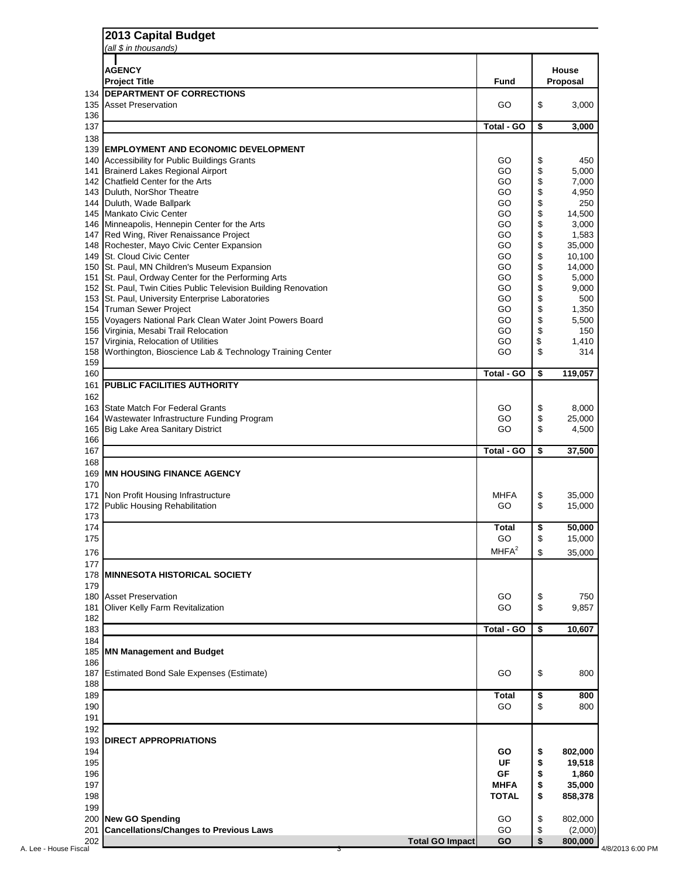# 2013 Capital Budget

*(all $ in thousands)*

| | AGENCY / Project Title | Fund | House Proposal |
|---|---|---|---|
| 134 | **DEPARTMENT OF CORRECTIONS** | | |
| 135 | Asset Preservation | GO | $ 3,000 |
| 136 | | | |
| 137 | | **Total - GO** | **$ 3,000** |
| 138 | | | |
| 139 | **EMPLOYMENT AND ECONOMIC DEVELOPMENT** | | |
| 140 | Accessibility for Public Buildings Grants | GO | $ 450 |
| 141 | Brainerd Lakes Regional Airport | GO | $ 5,000 |
| 142 | Chatfield Center for the Arts | GO | $ 7,000 |
| 143 | Duluth, NorShor Theatre | GO | $ 4,950 |
| 144 | Duluth, Wade Ballpark | GO | $ 250 |
| 145 | Mankato Civic Center | GO | $ 14,500 |
| 146 | Minneapolis, Hennepin Center for the Arts | GO | $ 3,000 |
| 147 | Red Wing, River Renaissance Project | GO | $ 1,583 |
| 148 | Rochester, Mayo Civic Center Expansion | GO | $ 35,000 |
| 149 | St. Cloud Civic Center | GO | $ 10,100 |
| 150 | St. Paul, MN Children's Museum Expansion | GO | $ 14,000 |
| 151 | St. Paul, Ordway Center for the Performing Arts | GO | $ 5,000 |
| 152 | St. Paul, Twin Cities Public Television Building Renovation | GO | $ 9,000 |
| 153 | St. Paul, University Enterprise Laboratories | GO | $ 500 |
| 154 | Truman Sewer Project | GO | $ 1,350 |
| 155 | Voyagers National Park Clean Water Joint Powers Board | GO | $ 5,500 |
| 156 | Virginia, Mesabi Trail Relocation | GO | $ 150 |
| 157 | Virginia, Relocation of Utilities | GO | $ 1,410 |
| 158 | Worthington, Bioscience Lab & Technology Training Center | GO | $ 314 |
| 159 | | | |
| 160 | | **Total - GO** | **$ 119,057** |
| 161 | **PUBLIC FACILITIES AUTHORITY** | | |
| 162 | | | |
| 163 | State Match For Federal Grants | GO | $ 8,000 |
| 164 | Wastewater Infrastructure Funding Program | GO | $ 25,000 |
| 165 | Big Lake Area Sanitary District | GO | $ 4,500 |
| 166 | | | |
| 167 | | **Total - GO** | **$ 37,500** |
| 168 | | | |
| 169 | **MN HOUSING FINANCE AGENCY** | | |
| 170 | | | |
| 171 | Non Profit Housing Infrastructure | MHFA | $ 35,000 |
| 172 | Public Housing Rehabilitation | GO | $ 15,000 |
| 173 | | | |
| 174 | | **Total** | **$ 50,000** |
| 175 | | GO | $ 15,000 |
| 176 | | MHFA[2] | $ 35,000 |
| 177 | | | |
| 178 | **MINNESOTA HISTORICAL SOCIETY** | | |
| 179 | | | |
| 180 | Asset Preservation | GO | $ 750 |
| 181 | Oliver Kelly Farm Revitalization | GO | $ 9,857 |
| 182 | | | |
| 183 | | **Total - GO** | **$ 10,607** |
| 184 | | | |
| 185 | **MN Management and Budget** | | |
| 186 | | | |
| 187 | Estimated Bond Sale Expenses (Estimate) | GO | $ 800 |
| 188 | | | |
| 189 | | **Total** | **$ 800** |
| 190 | | GO | $ 800 |
| 191 | | | |
| 192 | | | |
| 193 | **DIRECT APPROPRIATIONS** | | |
| 194 | | **GO** | **$ 802,000** |
| 195 | | **UF** | **$ 19,518** |
| 196 | | **GF** | **$ 1,860** |
| 197 | | **MHFA** | **$ 35,000** |
| 198 | | **TOTAL** | **$ 858,378** |
| 199 | | | |
| 200 | **New GO Spending** | GO | $ 802,000 |
| 201 | **Cancellations/Changes to Previous Laws** | GO | $ (2,000) |
| 202 | **Total GO Impact** | **GO** | **$ 800,000** |